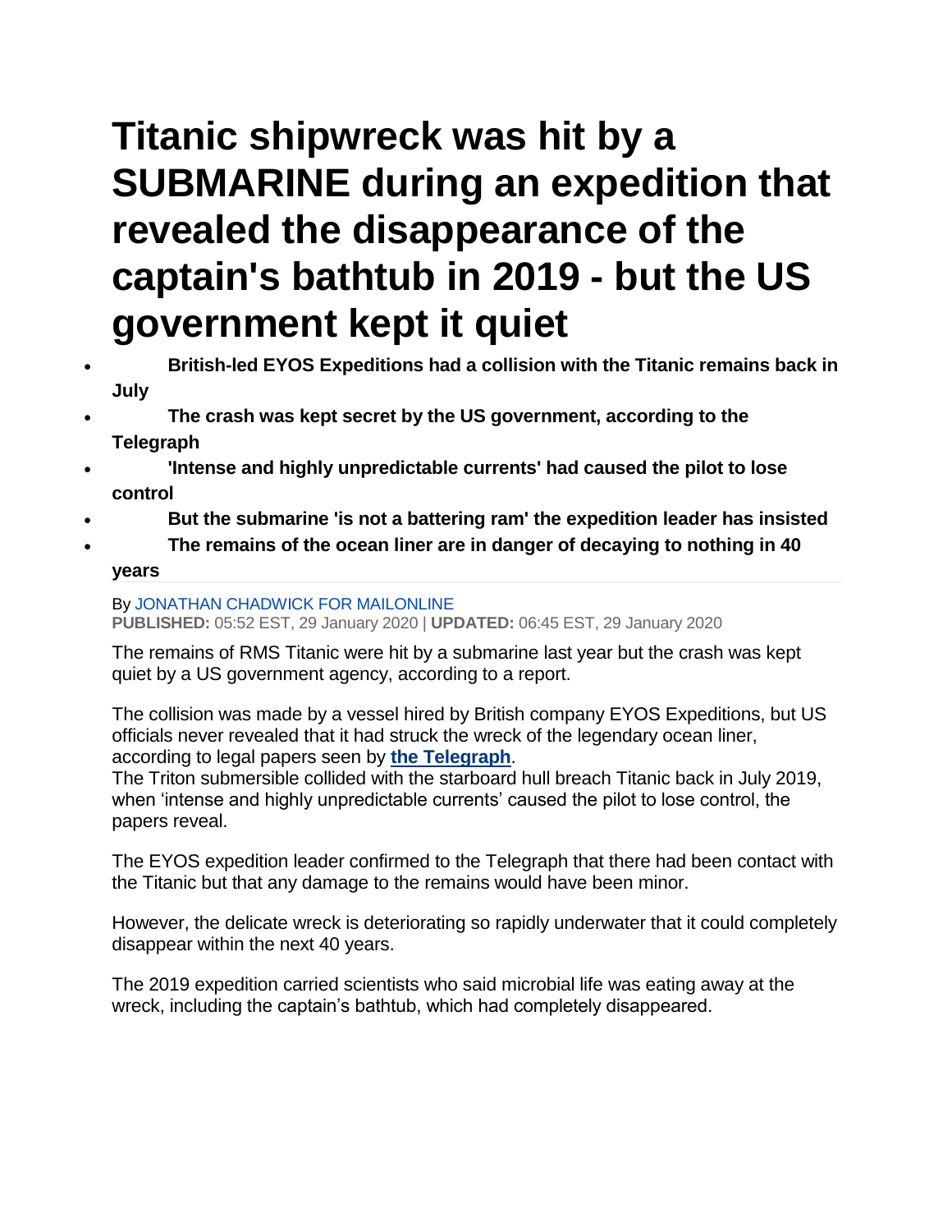# Titanic shipwreck was hit by a SUBMARINE during an expedition that revealed the disappearance of the captain's bathtub in 2019 - but the US government kept it quiet

- **British-led EYOS Expeditions had a collision with the Titanic remains back in July**
- **The crash was kept secret by the US government, according to the Telegraph**
- **'Intense and highly unpredictable currents' had caused the pilot to lose control**
- **But the submarine 'is not a battering ram' the expedition leader has insisted**
- **The remains of the ocean liner are in danger of decaying to nothing in 40 years**

By JONATHAN CHADWICK FOR MAILONLINE
**PUBLISHED:** 05:52 EST, 29 January 2020 | **UPDATED:** 06:45 EST, 29 January 2020

The remains of RMS Titanic were hit by a submarine last year but the crash was kept quiet by a US government agency, according to a report.

The collision was made by a vessel hired by British company EYOS Expeditions, but US officials never revealed that it had struck the wreck of the legendary ocean liner, according to legal papers seen by **the Telegraph**.
The Triton submersible collided with the starboard hull breach Titanic back in July 2019, when 'intense and highly unpredictable currents' caused the pilot to lose control, the papers reveal.

The EYOS expedition leader confirmed to the Telegraph that there had been contact with the Titanic but that any damage to the remains would have been minor.

However, the delicate wreck is deteriorating so rapidly underwater that it could completely disappear within the next 40 years.

The 2019 expedition carried scientists who said microbial life was eating away at the wreck, including the captain's bathtub, which had completely disappeared.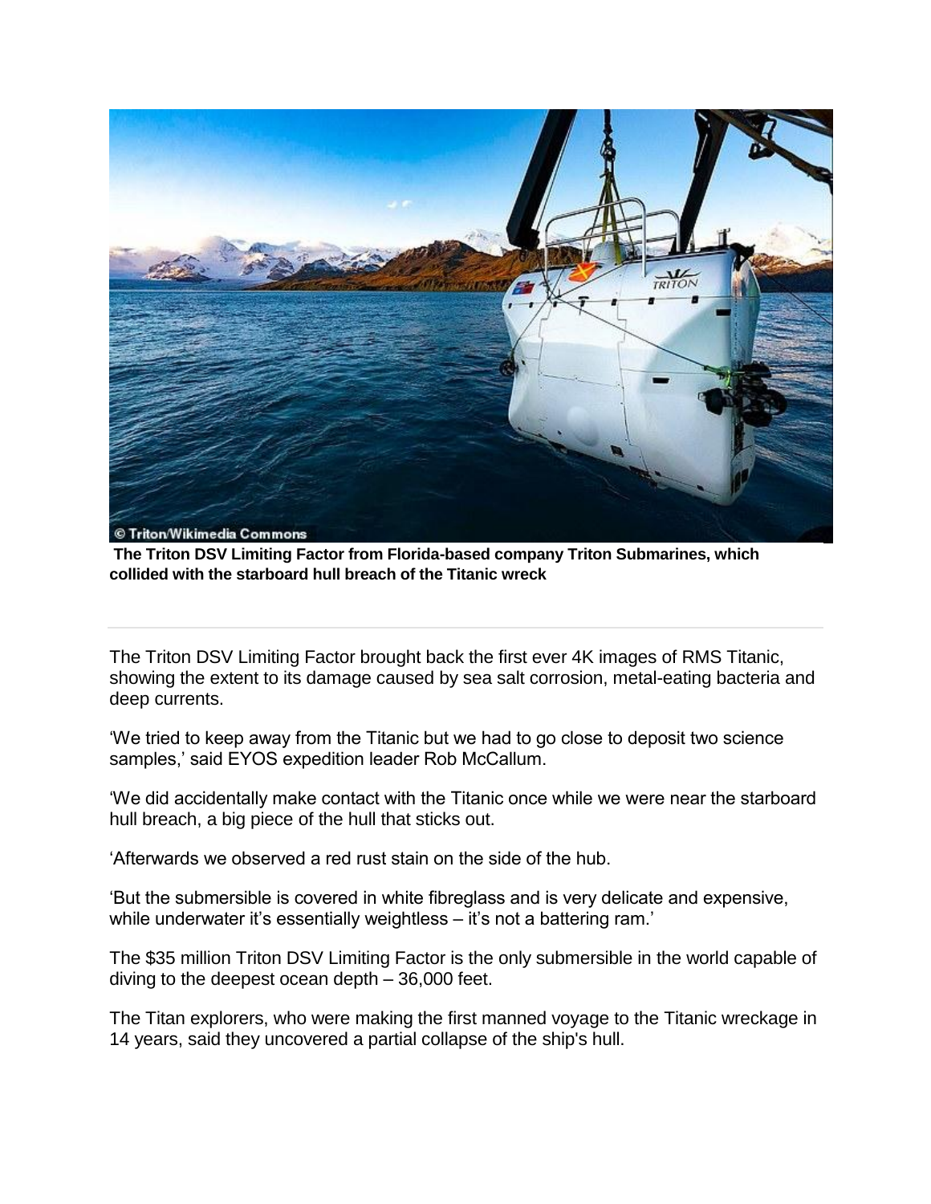© Triton/Wikimedia Commons

**The Triton DSV Limiting Factor from Florida-based company Triton Submarines, which collided with the starboard hull breach of the Titanic wreck**

---

The Triton DSV Limiting Factor brought back the first ever 4K images of RMS Titanic, showing the extent to its damage caused by sea salt corrosion, metal-eating bacteria and deep currents.

'We tried to keep away from the Titanic but we had to go close to deposit two science samples,' said EYOS expedition leader Rob McCallum.

'We did accidentally make contact with the Titanic once while we were near the starboard hull breach, a big piece of the hull that sticks out.

'Afterwards we observed a red rust stain on the side of the hub.

'But the submersible is covered in white fibreglass and is very delicate and expensive, while underwater it's essentially weightless – it's not a battering ram.'

The $35 million Triton DSV Limiting Factor is the only submersible in the world capable of diving to the deepest ocean depth – 36,000 feet.

The Titan explorers, who were making the first manned voyage to the Titanic wreckage in 14 years, said they uncovered a partial collapse of the ship's hull.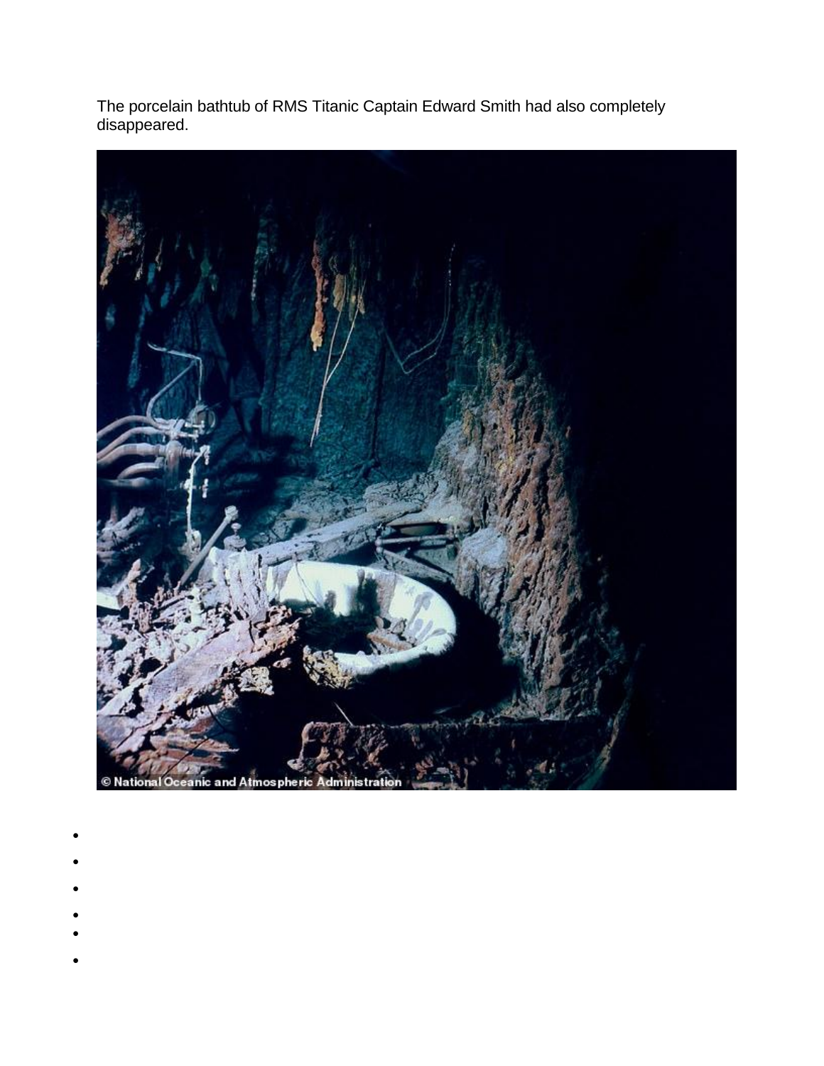The porcelain bathtub of RMS Titanic Captain Edward Smith had also completely disappeared.

© National Oceanic and Atmospheric Administration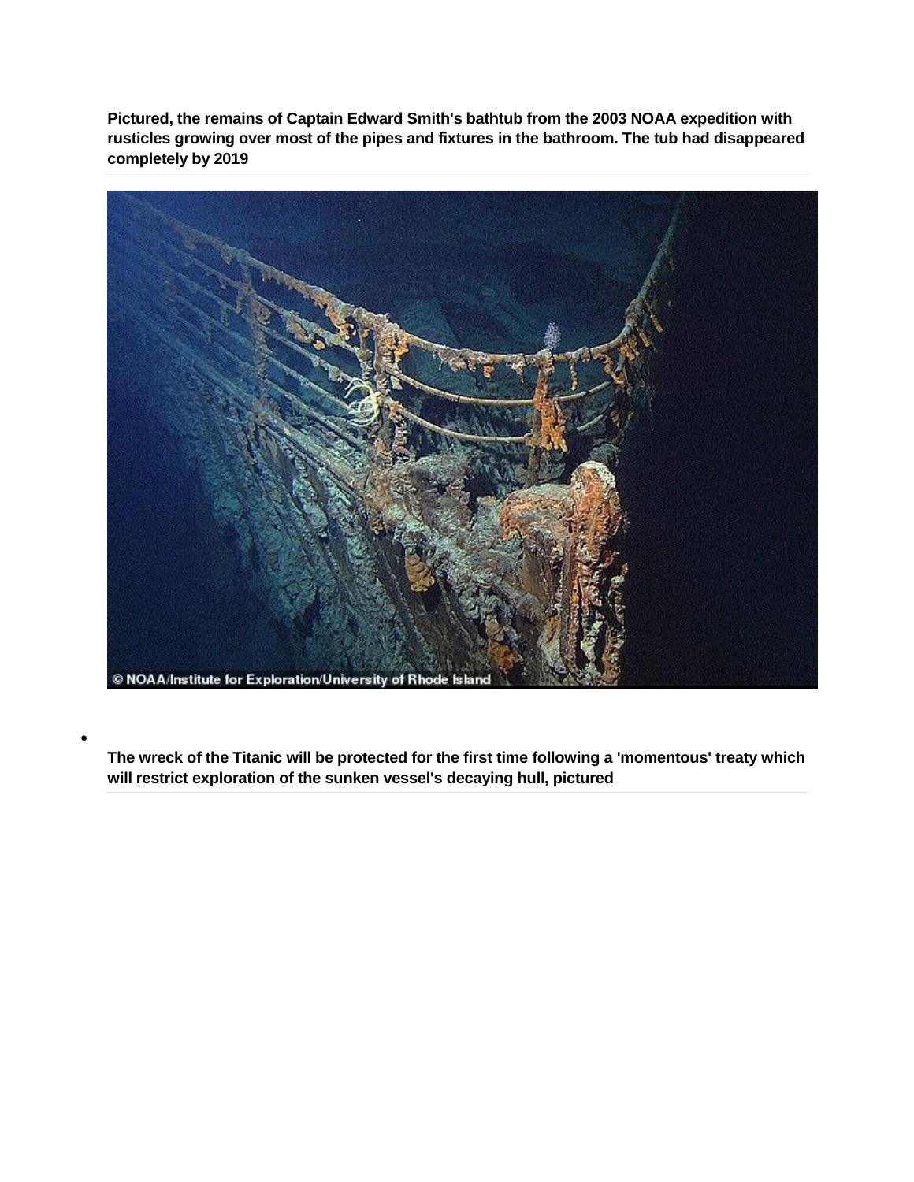**Pictured, the remains of Captain Edward Smith's bathtub from the 2003 NOAA expedition with rusticles growing over most of the pipes and fixtures in the bathroom. The tub had disappeared completely by 2019**

- 

**The wreck of the Titanic will be protected for the first time following a 'momentous' treaty which will restrict exploration of the sunken vessel's decaying hull, pictured**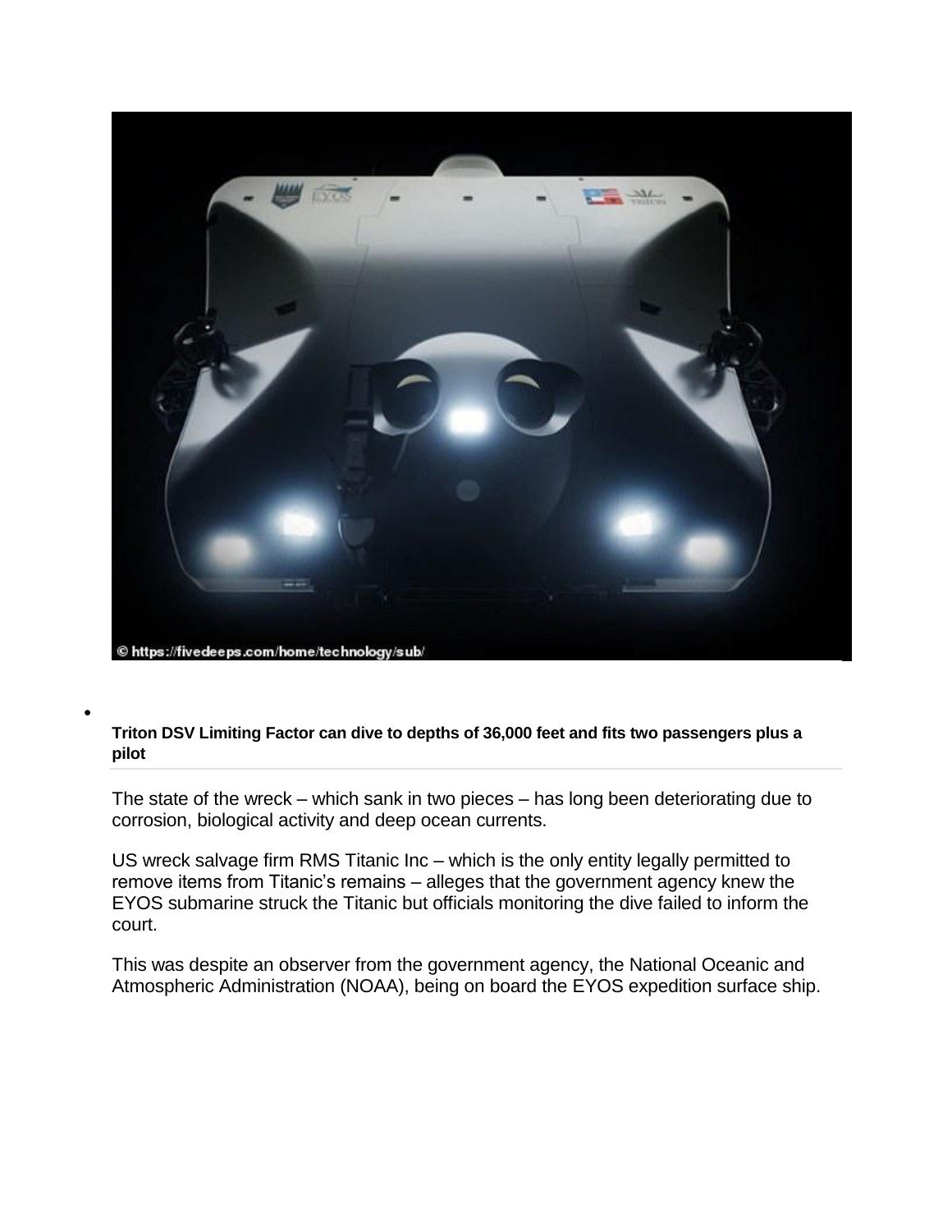© https://fivedeeps.com/home/technology/sub/

- **Triton DSV Limiting Factor can dive to depths of 36,000 feet and fits two passengers plus a pilot**

The state of the wreck – which sank in two pieces – has long been deteriorating due to corrosion, biological activity and deep ocean currents.

US wreck salvage firm RMS Titanic Inc – which is the only entity legally permitted to remove items from Titanic's remains – alleges that the government agency knew the EYOS submarine struck the Titanic but officials monitoring the dive failed to inform the court.

This was despite an observer from the government agency, the National Oceanic and Atmospheric Administration (NOAA), being on board the EYOS expedition surface ship.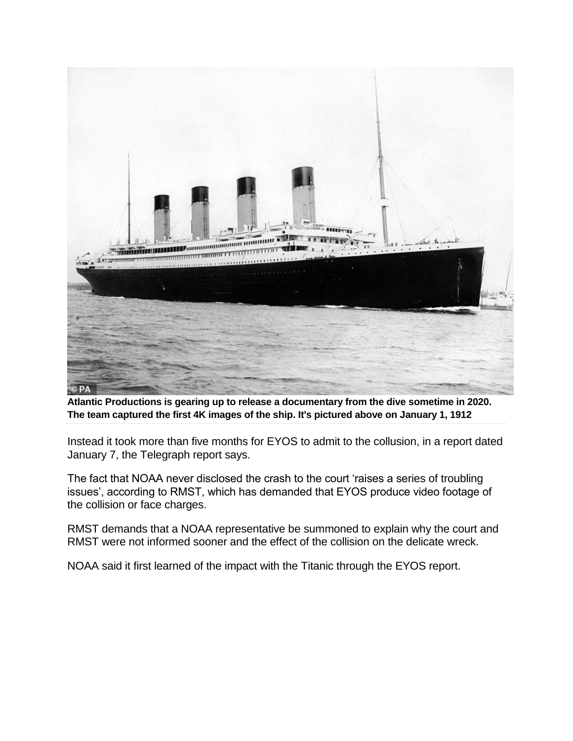**Atlantic Productions is gearing up to release a documentary from the dive sometime in 2020. The team captured the first 4K images of the ship. It's pictured above on January 1, 1912**

Instead it took more than five months for EYOS to admit to the collusion, in a report dated January 7, the Telegraph report says.

The fact that NOAA never disclosed the crash to the court 'raises a series of troubling issues', according to RMST, which has demanded that EYOS produce video footage of the collision or face charges.

RMST demands that a NOAA representative be summoned to explain why the court and RMST were not informed sooner and the effect of the collision on the delicate wreck.

NOAA said it first learned of the impact with the Titanic through the EYOS report.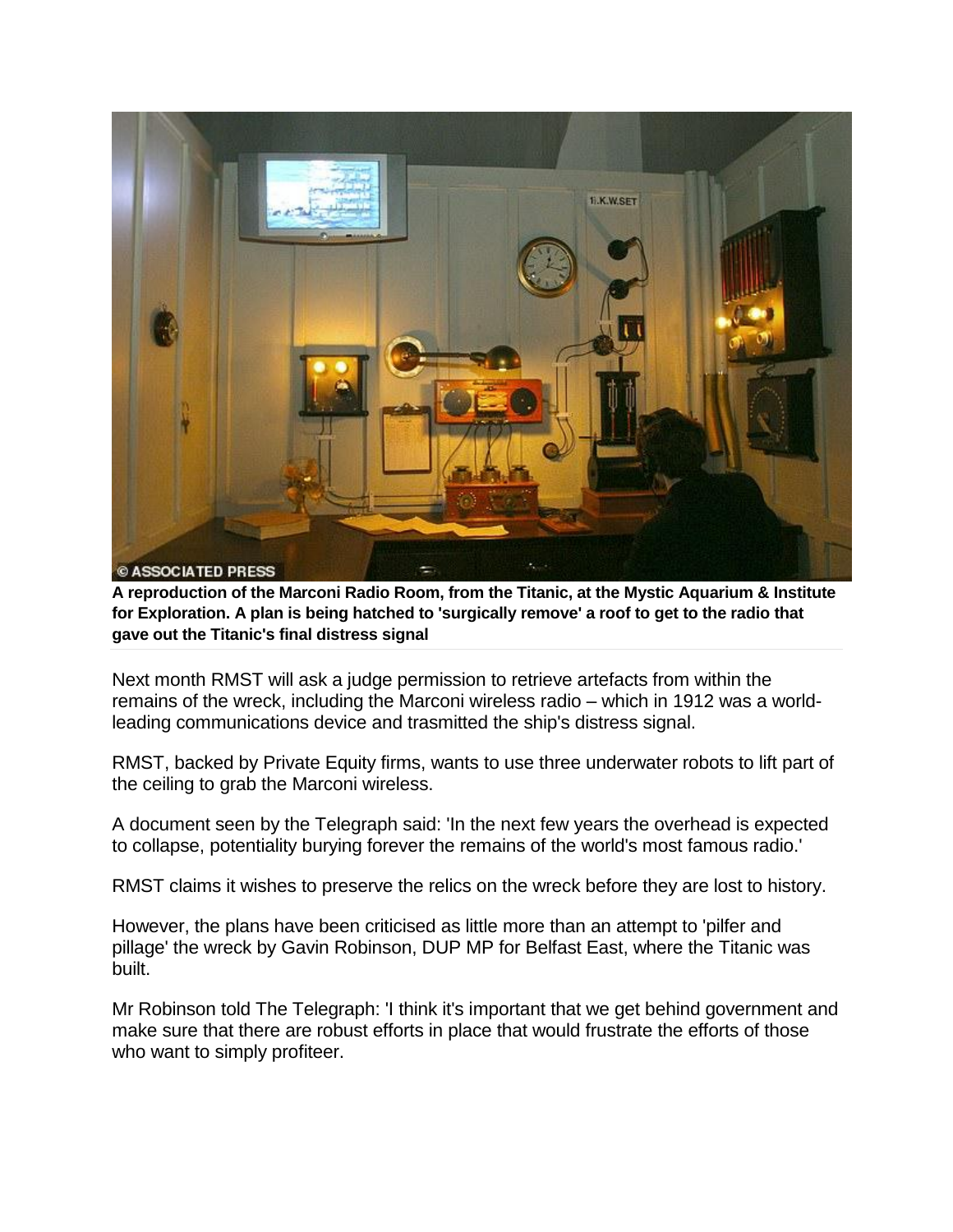**A reproduction of the Marconi Radio Room, from the Titanic, at the Mystic Aquarium & Institute for Exploration. A plan is being hatched to 'surgically remove' a roof to get to the radio that gave out the Titanic's final distress signal**

Next month RMST will ask a judge permission to retrieve artefacts from within the remains of the wreck, including the Marconi wireless radio – which in 1912 was a world-leading communications device and trasmitted the ship's distress signal.

RMST, backed by Private Equity firms, wants to use three underwater robots to lift part of the ceiling to grab the Marconi wireless.

A document seen by the Telegraph said: 'In the next few years the overhead is expected to collapse, potentiality burying forever the remains of the world's most famous radio.'

RMST claims it wishes to preserve the relics on the wreck before they are lost to history.

However, the plans have been criticised as little more than an attempt to 'pilfer and pillage' the wreck by Gavin Robinson, DUP MP for Belfast East, where the Titanic was built.

Mr Robinson told The Telegraph: 'I think it's important that we get behind government and make sure that there are robust efforts in place that would frustrate the efforts of those who want to simply profiteer.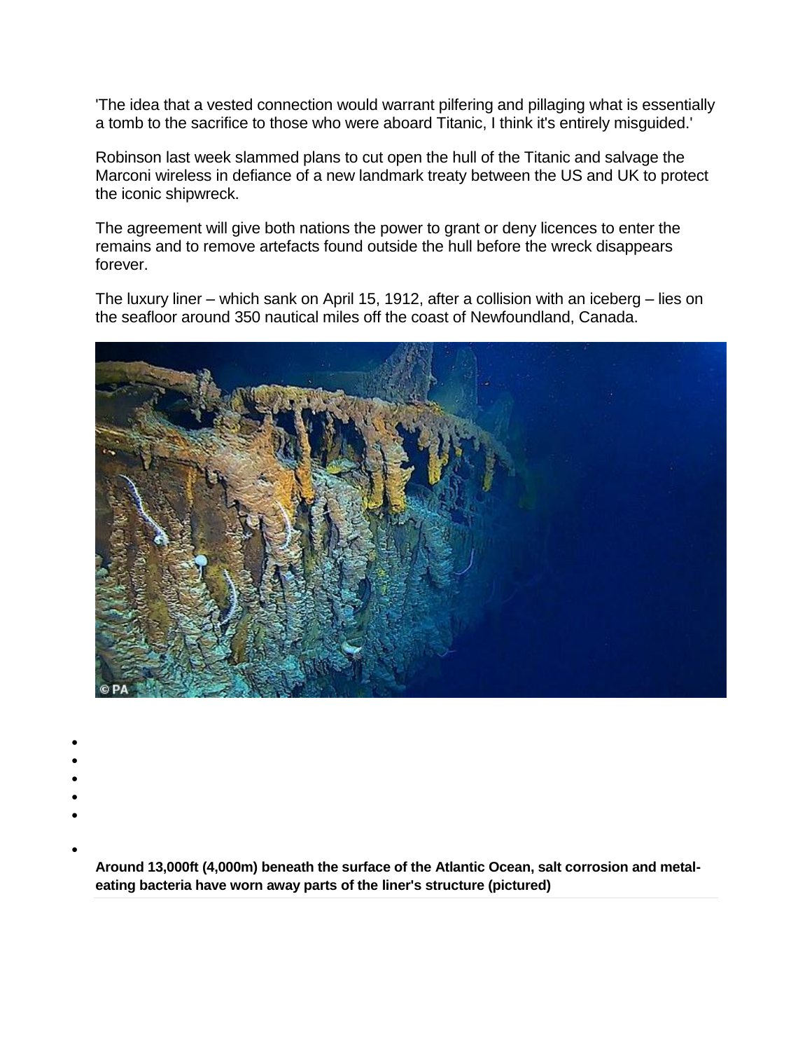'The idea that a vested connection would warrant pilfering and pillaging what is essentially a tomb to the sacrifice to those who were aboard Titanic, I think it's entirely misguided.'

Robinson last week slammed plans to cut open the hull of the Titanic and salvage the Marconi wireless in defiance of a new landmark treaty between the US and UK to protect the iconic shipwreck.

The agreement will give both nations the power to grant or deny licences to enter the remains and to remove artefacts found outside the hull before the wreck disappears forever.

The luxury liner – which sank on April 15, 1912, after a collision with an iceberg – lies on the seafloor around 350 nautical miles off the coast of Newfoundland, Canada.

**Around 13,000ft (4,000m) beneath the surface of the Atlantic Ocean, salt corrosion and metal-eating bacteria have worn away parts of the liner's structure (pictured)**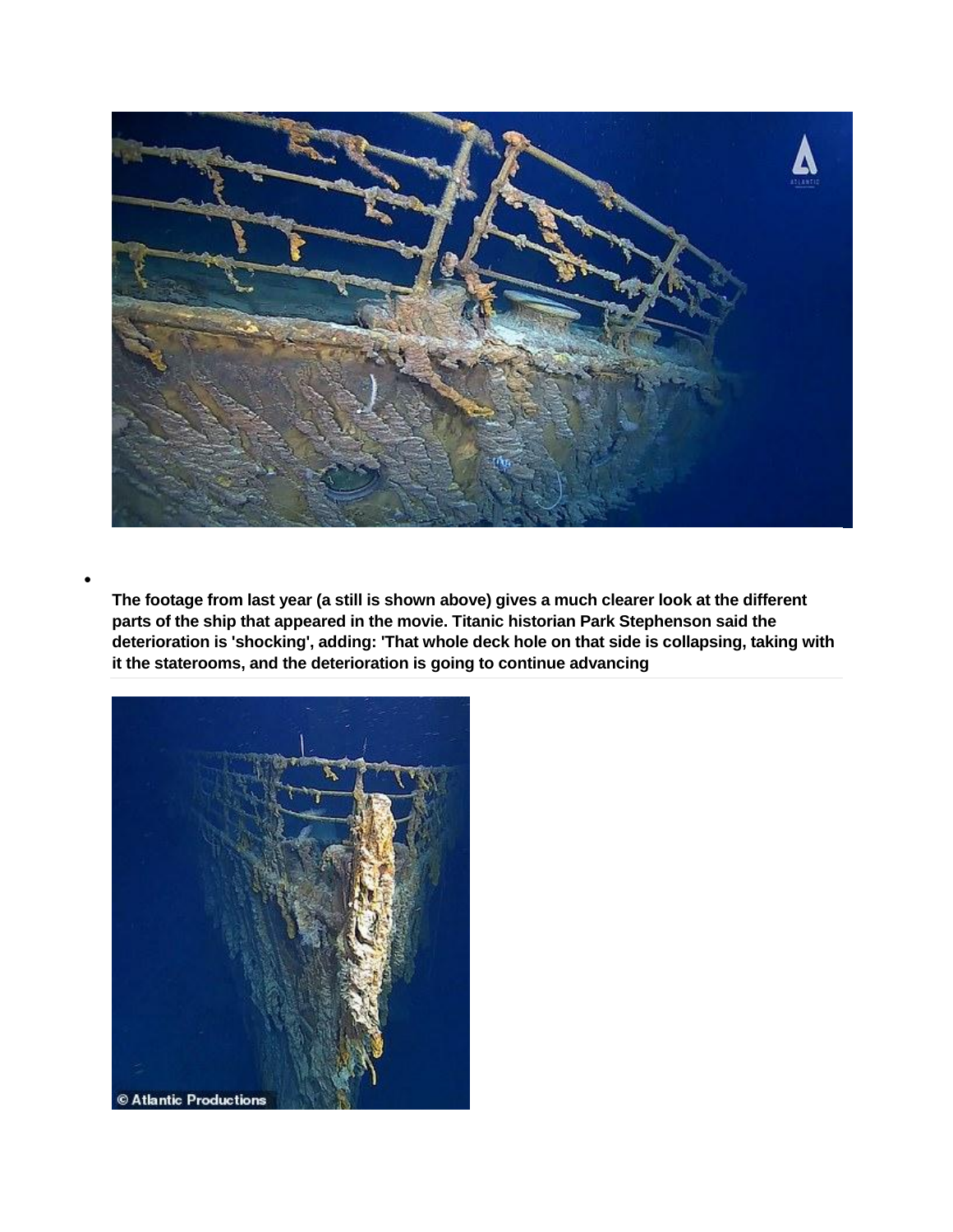- **The footage from last year (a still is shown above) gives a much clearer look at the different parts of the ship that appeared in the movie. Titanic historian Park Stephenson said the deterioration is 'shocking', adding: 'That whole deck hole on that side is collapsing, taking with it the staterooms, and the deterioration is going to continue advancing**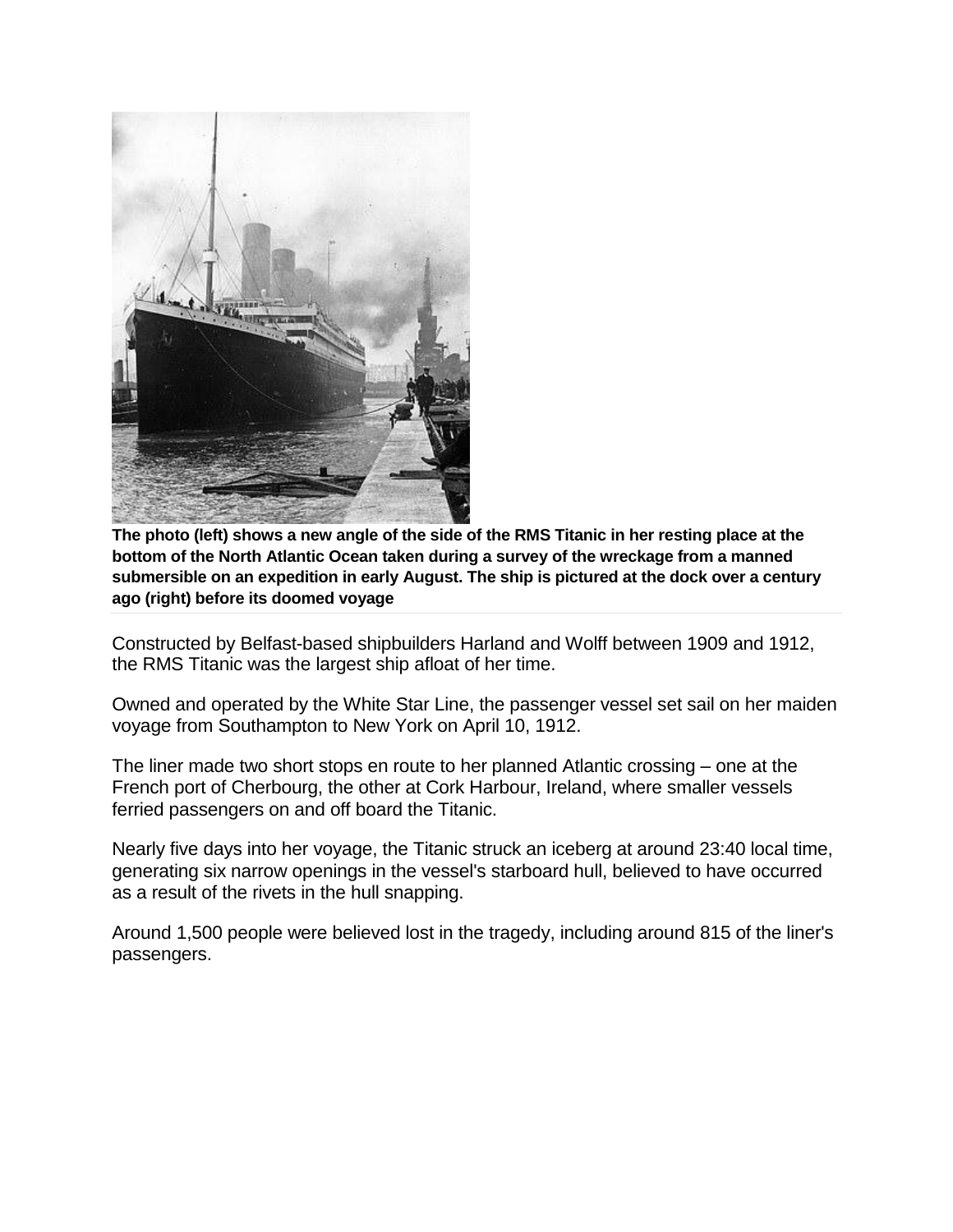**The photo (left) shows a new angle of the side of the RMS Titanic in her resting place at the bottom of the North Atlantic Ocean taken during a survey of the wreckage from a manned submersible on an expedition in early August. The ship is pictured at the dock over a century ago (right) before its doomed voyage**

Constructed by Belfast-based shipbuilders Harland and Wolff between 1909 and 1912, the RMS Titanic was the largest ship afloat of her time.

Owned and operated by the White Star Line, the passenger vessel set sail on her maiden voyage from Southampton to New York on April 10, 1912.

The liner made two short stops en route to her planned Atlantic crossing – one at the French port of Cherbourg, the other at Cork Harbour, Ireland, where smaller vessels ferried passengers on and off board the Titanic.

Nearly five days into her voyage, the Titanic struck an iceberg at around 23:40 local time, generating six narrow openings in the vessel's starboard hull, believed to have occurred as a result of the rivets in the hull snapping.

Around 1,500 people were believed lost in the tragedy, including around 815 of the liner's passengers.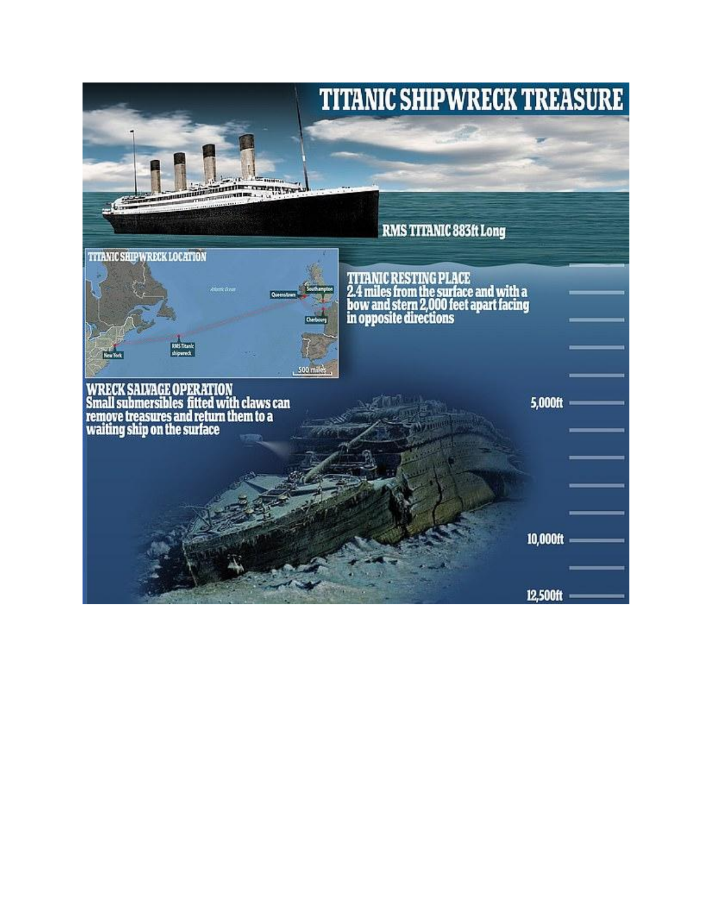# TITANIC SHIPWRECK TREASURE

**RMS TITANIC 883ft Long**

**TITANIC SHIPWRECK LOCATION**

Atlantic Ocean

Queenstown

Southampton

Cherbourg

New York

RMS Titanic shipwreck

500 miles

**TITANIC RESTING PLACE**
**2.4 miles from the surface and with a bow and stern 2,000 feet apart facing in opposite directions**

**WRECK SALVAGE OPERATION**
**Small submersibles fitted with claws can remove treasures and return them to a waiting ship on the surface**

5,000ft

10,000ft

12,500ft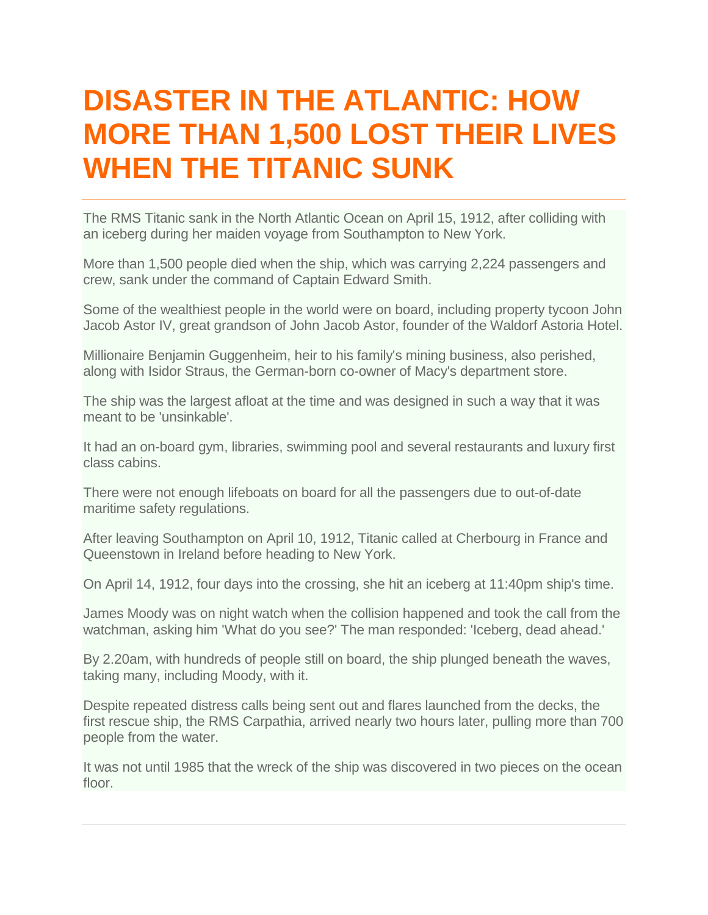# DISASTER IN THE ATLANTIC: HOW MORE THAN 1,500 LOST THEIR LIVES WHEN THE TITANIC SUNK

The RMS Titanic sank in the North Atlantic Ocean on April 15, 1912, after colliding with an iceberg during her maiden voyage from Southampton to New York.

More than 1,500 people died when the ship, which was carrying 2,224 passengers and crew, sank under the command of Captain Edward Smith.

Some of the wealthiest people in the world were on board, including property tycoon John Jacob Astor IV, great grandson of John Jacob Astor, founder of the Waldorf Astoria Hotel.

Millionaire Benjamin Guggenheim, heir to his family's mining business, also perished, along with Isidor Straus, the German-born co-owner of Macy's department store.

The ship was the largest afloat at the time and was designed in such a way that it was meant to be 'unsinkable'.

It had an on-board gym, libraries, swimming pool and several restaurants and luxury first class cabins.

There were not enough lifeboats on board for all the passengers due to out-of-date maritime safety regulations.

After leaving Southampton on April 10, 1912, Titanic called at Cherbourg in France and Queenstown in Ireland before heading to New York.

On April 14, 1912, four days into the crossing, she hit an iceberg at 11:40pm ship's time.

James Moody was on night watch when the collision happened and took the call from the watchman, asking him 'What do you see?' The man responded: 'Iceberg, dead ahead.'

By 2.20am, with hundreds of people still on board, the ship plunged beneath the waves, taking many, including Moody, with it.

Despite repeated distress calls being sent out and flares launched from the decks, the first rescue ship, the RMS Carpathia, arrived nearly two hours later, pulling more than 700 people from the water.

It was not until 1985 that the wreck of the ship was discovered in two pieces on the ocean floor.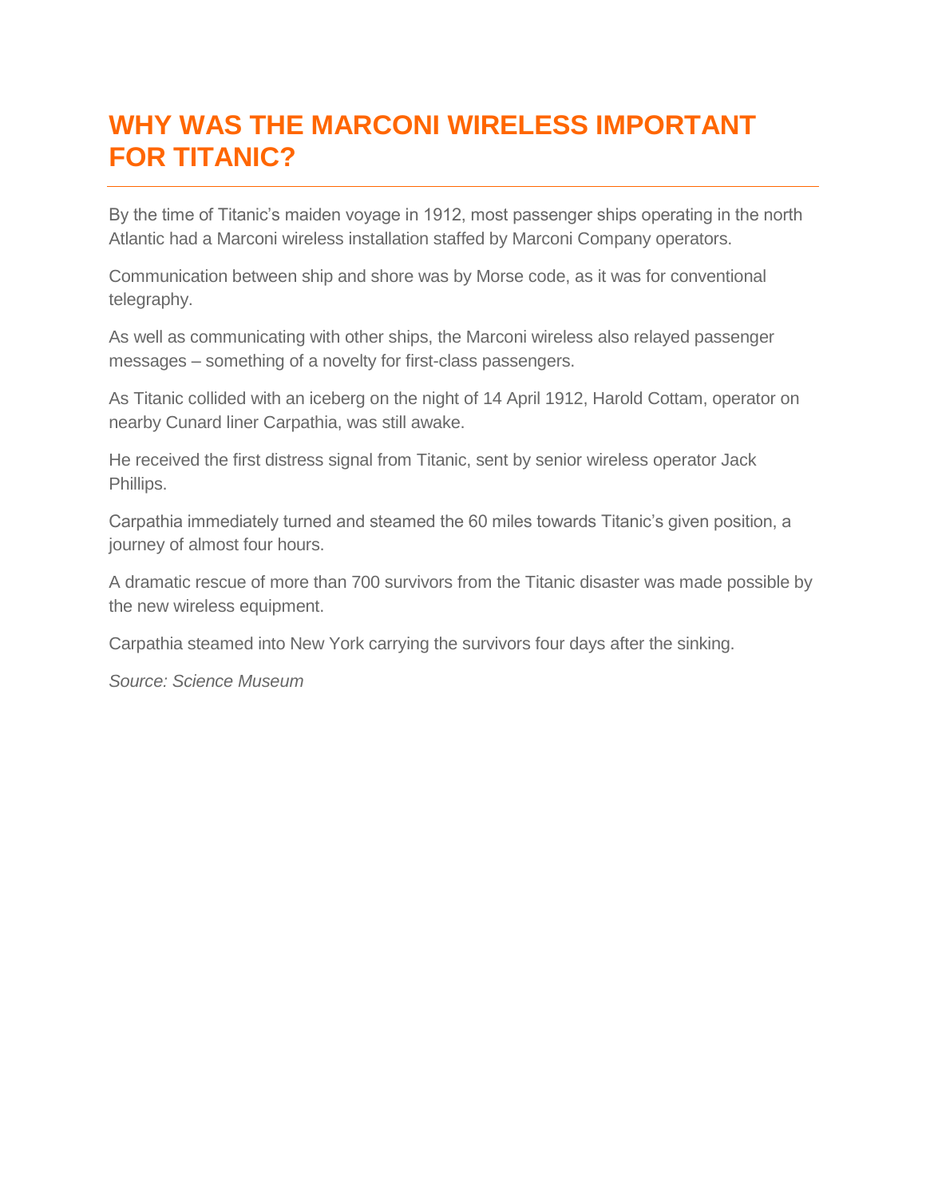# WHY WAS THE MARCONI WIRELESS IMPORTANT FOR TITANIC?

---

By the time of Titanic's maiden voyage in 1912, most passenger ships operating in the north Atlantic had a Marconi wireless installation staffed by Marconi Company operators.

Communication between ship and shore was by Morse code, as it was for conventional telegraphy.

As well as communicating with other ships, the Marconi wireless also relayed passenger messages – something of a novelty for first-class passengers.

As Titanic collided with an iceberg on the night of 14 April 1912, Harold Cottam, operator on nearby Cunard liner Carpathia, was still awake.

He received the first distress signal from Titanic, sent by senior wireless operator Jack Phillips.

Carpathia immediately turned and steamed the 60 miles towards Titanic's given position, a journey of almost four hours.

A dramatic rescue of more than 700 survivors from the Titanic disaster was made possible by the new wireless equipment.

Carpathia steamed into New York carrying the survivors four days after the sinking.

*Source: Science Museum*